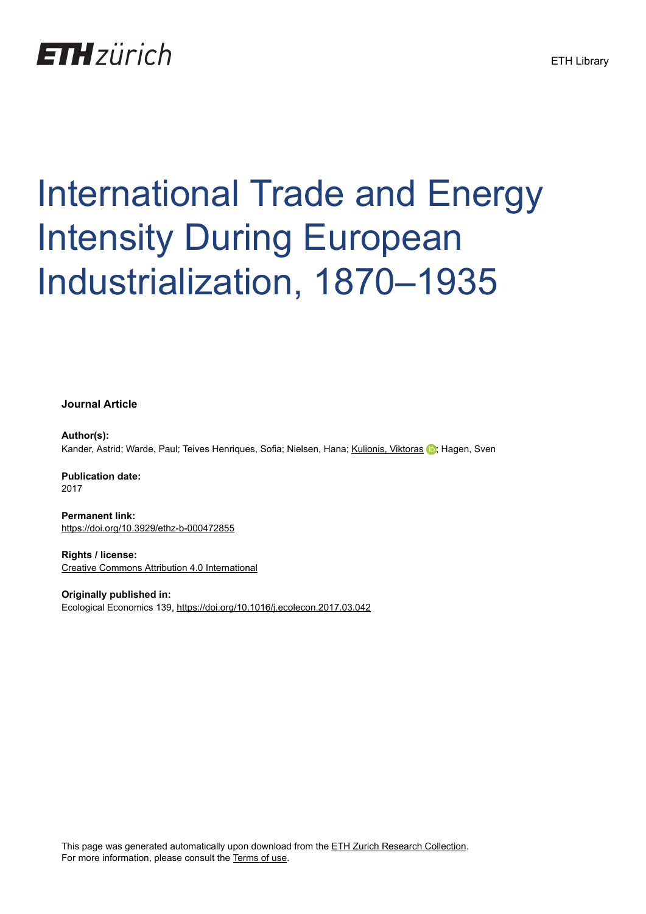ETH zürich

ETH Library

# International Trade and Energy Intensity During European Industrialization, 1870–1935

**Journal Article**

**Author(s):**
Kander, Astrid; Warde, Paul; Teives Henriques, Sofia; Nielsen, Hana; Kulionis, Viktoras; Hagen, Sven

**Publication date:**
2017

**Permanent link:**
https://doi.org/10.3929/ethz-b-000472855

**Rights / license:**
Creative Commons Attribution 4.0 International

**Originally published in:**
Ecological Economics 139, https://doi.org/10.1016/j.ecolecon.2017.03.042

This page was generated automatically upon download from the ETH Zurich Research Collection.
For more information, please consult the Terms of use.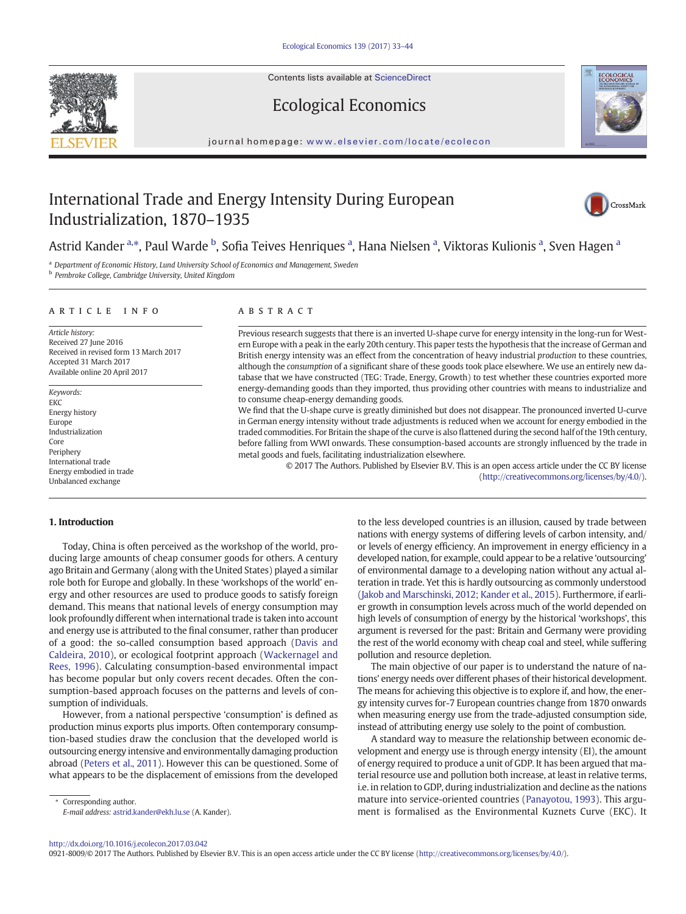# International Trade and Energy Intensity During European Industrialization, 1870–1935

Astrid Kander [a,*], Paul Warde [b], Sofia Teives Henriques [a], Hana Nielsen [a], Viktoras Kulionis [a], Sven Hagen [a]

[a] Department of Economic History, Lund University School of Economics and Management, Sweden

[b] Pembroke College, Cambridge University, United Kingdom

## ARTICLE INFO

*Article history:*
Received 27 June 2016
Received in revised form 13 March 2017
Accepted 31 March 2017
Available online 20 April 2017

*Keywords:*
EKC
Energy history
Europe
Industrialization
Core
Periphery
International trade
Energy embodied in trade
Unbalanced exchange

## ABSTRACT

Previous research suggests that there is an inverted U-shape curve for energy intensity in the long-run for Western Europe with a peak in the early 20th century. This paper tests the hypothesis that the increase of German and British energy intensity was an effect from the concentration of heavy industrial *production* to these countries, although the *consumption* of a significant share of these goods took place elsewhere. We use an entirely new database that we have constructed (TEG: Trade, Energy, Growth) to test whether these countries exported more energy-demanding goods than they imported, thus providing other countries with means to industrialize and to consume cheap-energy demanding goods.

We find that the U-shape curve is greatly diminished but does not disappear. The pronounced inverted U-curve in German energy intensity without trade adjustments is reduced when we account for energy embodied in the traded commodities. For Britain the shape of the curve is also flattened during the second half of the 19th century, before falling from WWI onwards. These consumption-based accounts are strongly influenced by the trade in metal goods and fuels, facilitating industrialization elsewhere.

© 2017 The Authors. Published by Elsevier B.V. This is an open access article under the CC BY license (http://creativecommons.org/licenses/by/4.0/).

## 1. Introduction

Today, China is often perceived as the workshop of the world, producing large amounts of cheap consumer goods for others. A century ago Britain and Germany (along with the United States) played a similar role both for Europe and globally. In these 'workshops of the world' energy and other resources are used to produce goods to satisfy foreign demand. This means that national levels of energy consumption may look profoundly different when international trade is taken into account and energy use is attributed to the final consumer, rather than producer of a good: the so-called consumption based approach (Davis and Caldeira, 2010), or ecological footprint approach (Wackernagel and Rees, 1996). Calculating consumption-based environmental impact has become popular but only covers recent decades. Often the consumption-based approach focuses on the patterns and levels of consumption of individuals.

However, from a national perspective 'consumption' is defined as production minus exports plus imports. Often contemporary consumption-based studies draw the conclusion that the developed world is outsourcing energy intensive and environmentally damaging production abroad (Peters et al., 2011). However this can be questioned. Some of what appears to be the displacement of emissions from the developed to the less developed countries is an illusion, caused by trade between nations with energy systems of differing levels of carbon intensity, and/or levels of energy efficiency. An improvement in energy efficiency in a developed nation, for example, could appear to be a relative 'outsourcing' of environmental damage to a developing nation without any actual alteration in trade. Yet this is hardly outsourcing as commonly understood (Jakob and Marschinski, 2012; Kander et al., 2015). Furthermore, if earlier growth in consumption levels across much of the world depended on high levels of consumption of energy by the historical 'workshops', this argument is reversed for the past: Britain and Germany were providing the rest of the world economy with cheap coal and steel, while suffering pollution and resource depletion.

The main objective of our paper is to understand the nature of nations' energy needs over different phases of their historical development. The means for achieving this objective is to explore if, and how, the energy intensity curves for-7 European countries change from 1870 onwards when measuring energy use from the trade-adjusted consumption side, instead of attributing energy use solely to the point of combustion.

A standard way to measure the relationship between economic development and energy use is through energy intensity (EI), the amount of energy required to produce a unit of GDP. It has been argued that material resource use and pollution both increase, at least in relative terms, i.e. in relation to GDP, during industrialization and decline as the nations mature into service-oriented countries (Panayotou, 1993). This argument is formalised as the Environmental Kuznets Curve (EKC). It

\* Corresponding author.
*E-mail address:* astrid.kander@ekh.lu.se (A. Kander).

http://dx.doi.org/10.1016/j.ecolecon.2017.03.042
0921-8009/© 2017 The Authors. Published by Elsevier B.V. This is an open access article under the CC BY license (http://creativecommons.org/licenses/by/4.0/).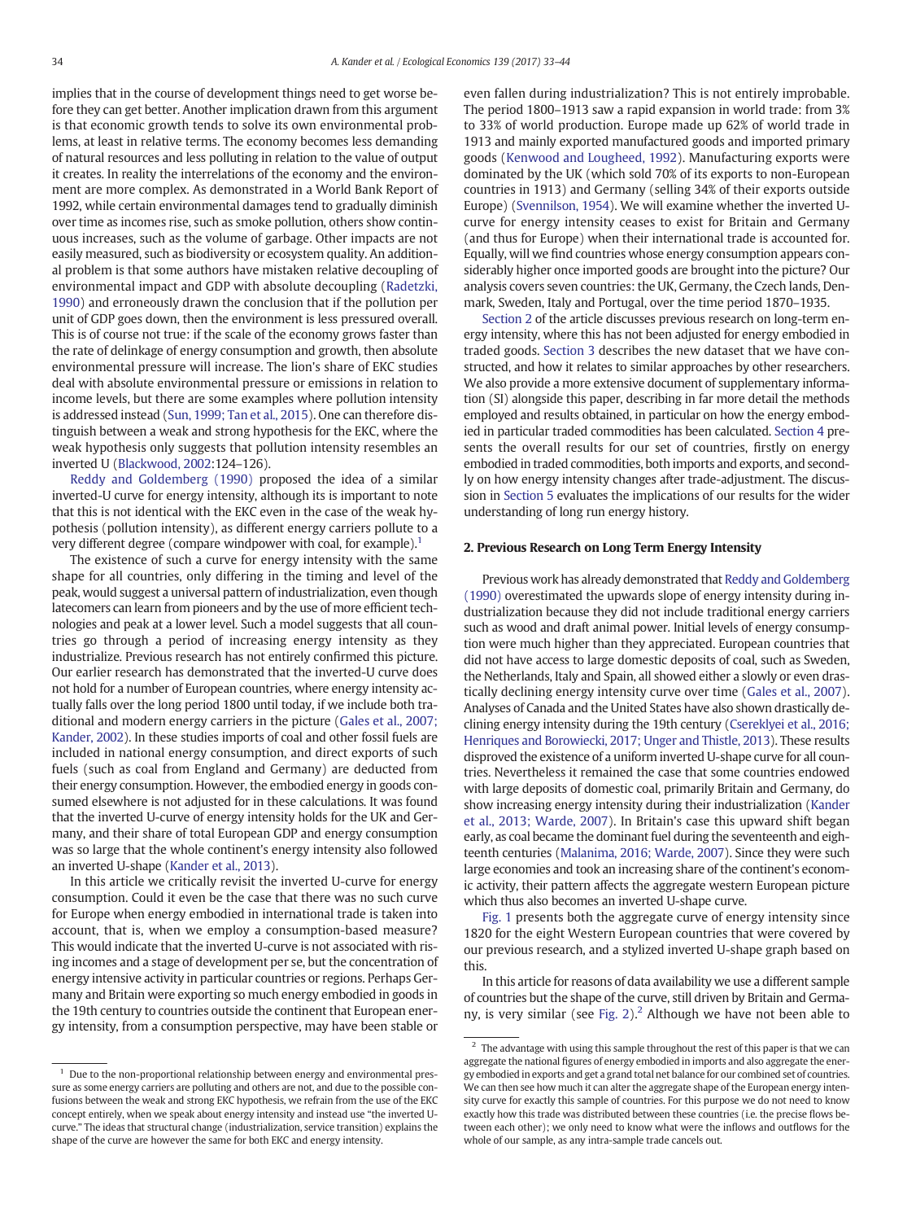implies that in the course of development things need to get worse before they can get better. Another implication drawn from this argument is that economic growth tends to solve its own environmental problems, at least in relative terms. The economy becomes less demanding of natural resources and less polluting in relation to the value of output it creates. In reality the interrelations of the economy and the environment are more complex. As demonstrated in a World Bank Report of 1992, while certain environmental damages tend to gradually diminish over time as incomes rise, such as smoke pollution, others show continuous increases, such as the volume of garbage. Other impacts are not easily measured, such as biodiversity or ecosystem quality. An additional problem is that some authors have mistaken relative decoupling of environmental impact and GDP with absolute decoupling (Radetzki, 1990) and erroneously drawn the conclusion that if the pollution per unit of GDP goes down, then the environment is less pressured overall. This is of course not true: if the scale of the economy grows faster than the rate of delinkage of energy consumption and growth, then absolute environmental pressure will increase. The lion's share of EKC studies deal with absolute environmental pressure or emissions in relation to income levels, but there are some examples where pollution intensity is addressed instead (Sun, 1999; Tan et al., 2015). One can therefore distinguish between a weak and strong hypothesis for the EKC, where the weak hypothesis only suggests that pollution intensity resembles an inverted U (Blackwood, 2002:124–126).

Reddy and Goldemberg (1990) proposed the idea of a similar inverted-U curve for energy intensity, although its is important to note that this is not identical with the EKC even in the case of the weak hypothesis (pollution intensity), as different energy carriers pollute to a very different degree (compare windpower with coal, for example).[1]

The existence of such a curve for energy intensity with the same shape for all countries, only differing in the timing and level of the peak, would suggest a universal pattern of industrialization, even though latecomers can learn from pioneers and by the use of more efficient technologies and peak at a lower level. Such a model suggests that all countries go through a period of increasing energy intensity as they industrialize. Previous research has not entirely confirmed this picture. Our earlier research has demonstrated that the inverted-U curve does not hold for a number of European countries, where energy intensity actually falls over the long period 1800 until today, if we include both traditional and modern energy carriers in the picture (Gales et al., 2007; Kander, 2002). In these studies imports of coal and other fossil fuels are included in national energy consumption, and direct exports of such fuels (such as coal from England and Germany) are deducted from their energy consumption. However, the embodied energy in goods consumed elsewhere is not adjusted for in these calculations. It was found that the inverted U-curve of energy intensity holds for the UK and Germany, and their share of total European GDP and energy consumption was so large that the whole continent's energy intensity also followed an inverted U-shape (Kander et al., 2013).

In this article we critically revisit the inverted U-curve for energy consumption. Could it even be the case that there was no such curve for Europe when energy embodied in international trade is taken into account, that is, when we employ a consumption-based measure? This would indicate that the inverted U-curve is not associated with rising incomes and a stage of development per se, but the concentration of energy intensive activity in particular countries or regions. Perhaps Germany and Britain were exporting so much energy embodied in goods in the 19th century to countries outside the continent that European energy intensity, from a consumption perspective, may have been stable or even fallen during industrialization? This is not entirely improbable. The period 1800–1913 saw a rapid expansion in world trade: from 3% to 33% of world production. Europe made up 62% of world trade in 1913 and mainly exported manufactured goods and imported primary goods (Kenwood and Lougheed, 1992). Manufacturing exports were dominated by the UK (which sold 70% of its exports to non-European countries in 1913) and Germany (selling 34% of their exports outside Europe) (Svennilson, 1954). We will examine whether the inverted U-curve for energy intensity ceases to exist for Britain and Germany (and thus for Europe) when their international trade is accounted for. Equally, will we find countries whose energy consumption appears considerably higher once imported goods are brought into the picture? Our analysis covers seven countries: the UK, Germany, the Czech lands, Denmark, Sweden, Italy and Portugal, over the time period 1870–1935.

Section 2 of the article discusses previous research on long-term energy intensity, where this has not been adjusted for energy embodied in traded goods. Section 3 describes the new dataset that we have constructed, and how it relates to similar approaches by other researchers. We also provide a more extensive document of supplementary information (SI) alongside this paper, describing in far more detail the methods employed and results obtained, in particular on how the energy embodied in particular traded commodities has been calculated. Section 4 presents the overall results for our set of countries, firstly on energy embodied in traded commodities, both imports and exports, and secondly on how energy intensity changes after trade-adjustment. The discussion in Section 5 evaluates the implications of our results for the wider understanding of long run energy history.

## 2. Previous Research on Long Term Energy Intensity

Previous work has already demonstrated that Reddy and Goldemberg (1990) overestimated the upwards slope of energy intensity during industrialization because they did not include traditional energy carriers such as wood and draft animal power. Initial levels of energy consumption were much higher than they appreciated. European countries that did not have access to large domestic deposits of coal, such as Sweden, the Netherlands, Italy and Spain, all showed either a slowly or even drastically declining energy intensity curve over time (Gales et al., 2007). Analyses of Canada and the United States have also shown drastically declining energy intensity during the 19th century (Csereklyei et al., 2016; Henriques and Borowiecki, 2017; Unger and Thistle, 2013). These results disproved the existence of a uniform inverted U-shape curve for all countries. Nevertheless it remained the case that some countries endowed with large deposits of domestic coal, primarily Britain and Germany, do show increasing energy intensity during their industrialization (Kander et al., 2013; Warde, 2007). In Britain's case this upward shift began early, as coal became the dominant fuel during the seventeenth and eighteenth centuries (Malanima, 2016; Warde, 2007). Since they were such large economies and took an increasing share of the continent's economic activity, their pattern affects the aggregate western European picture which thus also becomes an inverted U-shape curve.

Fig. 1 presents both the aggregate curve of energy intensity since 1820 for the eight Western European countries that were covered by our previous research, and a stylized inverted U-shape graph based on this.

In this article for reasons of data availability we use a different sample of countries but the shape of the curve, still driven by Britain and Germany, is very similar (see Fig. 2).[2] Although we have not been able to

---

[1] Due to the non-proportional relationship between energy and environmental pressure as some energy carriers are polluting and others are not, and due to the possible confusions between the weak and strong EKC hypothesis, we refrain from the use of the EKC concept entirely, when we speak about energy intensity and instead use "the inverted U-curve." The ideas that structural change (industrialization, service transition) explains the shape of the curve are however the same for both EKC and energy intensity.

[2] The advantage with using this sample throughout the rest of this paper is that we can aggregate the national figures of energy embodied in imports and also aggregate the energy embodied in exports and get a grand total net balance for our combined set of countries. We can then see how much it can alter the aggregate shape of the European energy intensity curve for exactly this sample of countries. For this purpose we do not need to know exactly how this trade was distributed between these countries (i.e. the precise flows between each other); we only need to know what were the inflows and outflows for the whole of our sample, as any intra-sample trade cancels out.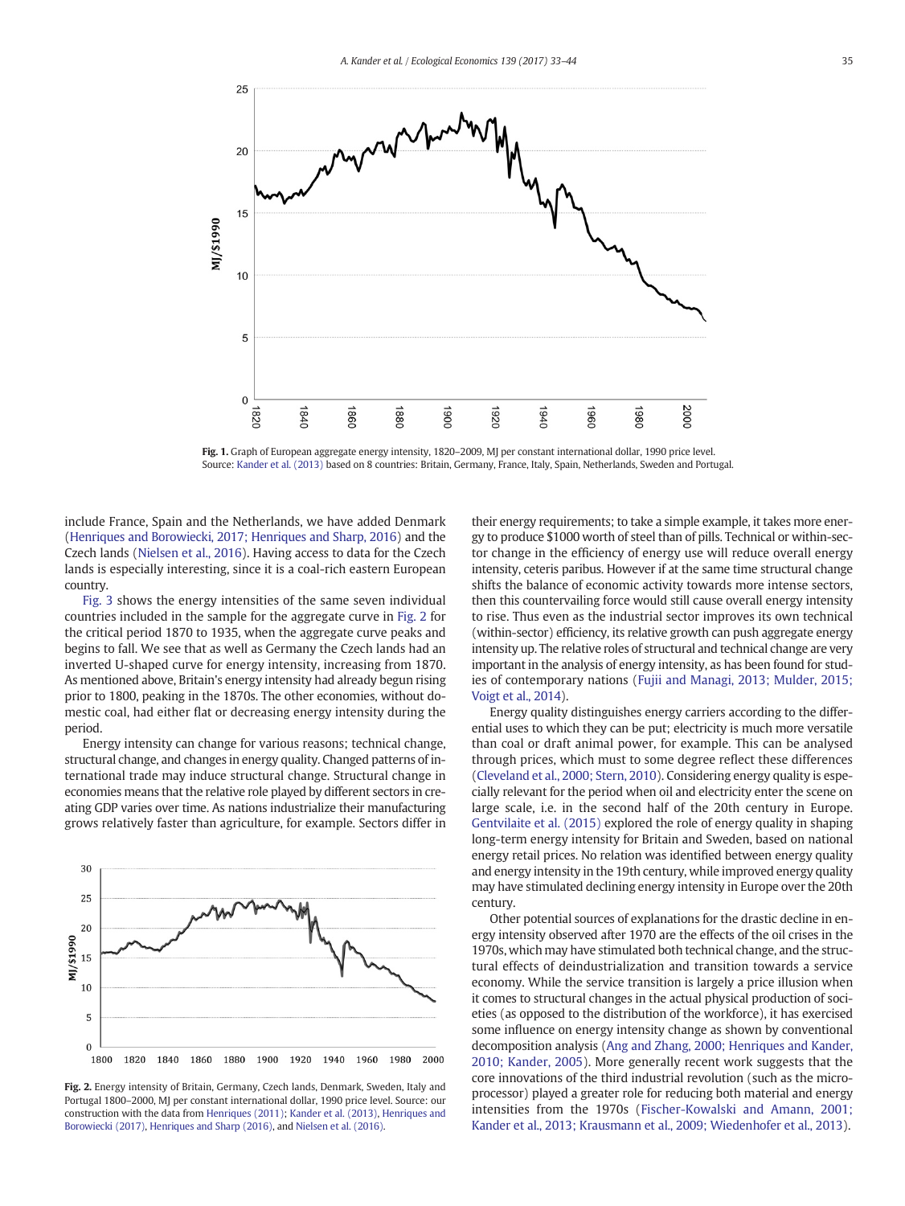Fig. 1. Graph of European aggregate energy intensity, 1820–2009, MJ per constant international dollar, 1990 price level. Source: Kander et al. (2013) based on 8 countries: Britain, Germany, France, Italy, Spain, Netherlands, Sweden and Portugal.

include France, Spain and the Netherlands, we have added Denmark (Henriques and Borowiecki, 2017; Henriques and Sharp, 2016) and the Czech lands (Nielsen et al., 2016). Having access to data for the Czech lands is especially interesting, since it is a coal-rich eastern European country.

Fig. 3 shows the energy intensities of the same seven individual countries included in the sample for the aggregate curve in Fig. 2 for the critical period 1870 to 1935, when the aggregate curve peaks and begins to fall. We see that as well as Germany the Czech lands had an inverted U-shaped curve for energy intensity, increasing from 1870. As mentioned above, Britain's energy intensity had already begun rising prior to 1800, peaking in the 1870s. The other economies, without domestic coal, had either flat or decreasing energy intensity during the period.

Energy intensity can change for various reasons; technical change, structural change, and changes in energy quality. Changed patterns of international trade may induce structural change. Structural change in economies means that the relative role played by different sectors in creating GDP varies over time. As nations industrialize their manufacturing grows relatively faster than agriculture, for example. Sectors differ in their energy requirements; to take a simple example, it takes more energy to produce $1000 worth of steel than of pills. Technical or within-sector change in the efficiency of energy use will reduce overall energy intensity, ceteris paribus. However if at the same time structural change shifts the balance of economic activity towards more intense sectors, then this countervailing force would still cause overall energy intensity to rise. Thus even as the industrial sector improves its own technical (within-sector) efficiency, its relative growth can push aggregate energy intensity up. The relative roles of structural and technical change are very important in the analysis of energy intensity, as has been found for studies of contemporary nations (Fujii and Managi, 2013; Mulder, 2015; Voigt et al., 2014).

Energy quality distinguishes energy carriers according to the differential uses to which they can be put; electricity is much more versatile than coal or draft animal power, for example. This can be analysed through prices, which must to some degree reflect these differences (Cleveland et al., 2000; Stern, 2010). Considering energy quality is especially relevant for the period when oil and electricity enter the scene on large scale, i.e. in the second half of the 20th century in Europe. Gentvilaite et al. (2015) explored the role of energy quality in shaping long-term energy intensity for Britain and Sweden, based on national energy retail prices. No relation was identified between energy quality and energy intensity in the 19th century, while improved energy quality may have stimulated declining energy intensity in Europe over the 20th century.

Other potential sources of explanations for the drastic decline in energy intensity observed after 1970 are the effects of the oil crises in the 1970s, which may have stimulated both technical change, and the structural effects of deindustrialization and transition towards a service economy. While the service transition is largely a price illusion when it comes to structural changes in the actual physical production of societies (as opposed to the distribution of the workforce), it has exercised some influence on energy intensity change as shown by conventional decomposition analysis (Ang and Zhang, 2000; Henriques and Kander, 2010; Kander, 2005). More generally recent work suggests that the core innovations of the third industrial revolution (such as the microprocessor) played a greater role for reducing both material and energy intensities from the 1970s (Fischer-Kowalski and Amann, 2001; Kander et al., 2013; Krausmann et al., 2009; Wiedenhofer et al., 2013).

Fig. 2. Energy intensity of Britain, Germany, Czech lands, Denmark, Sweden, Italy and Portugal 1800–2000, MJ per constant international dollar, 1990 price level. Source: our construction with the data from Henriques (2011); Kander et al. (2013), Henriques and Borowiecki (2017), Henriques and Sharp (2016), and Nielsen et al. (2016).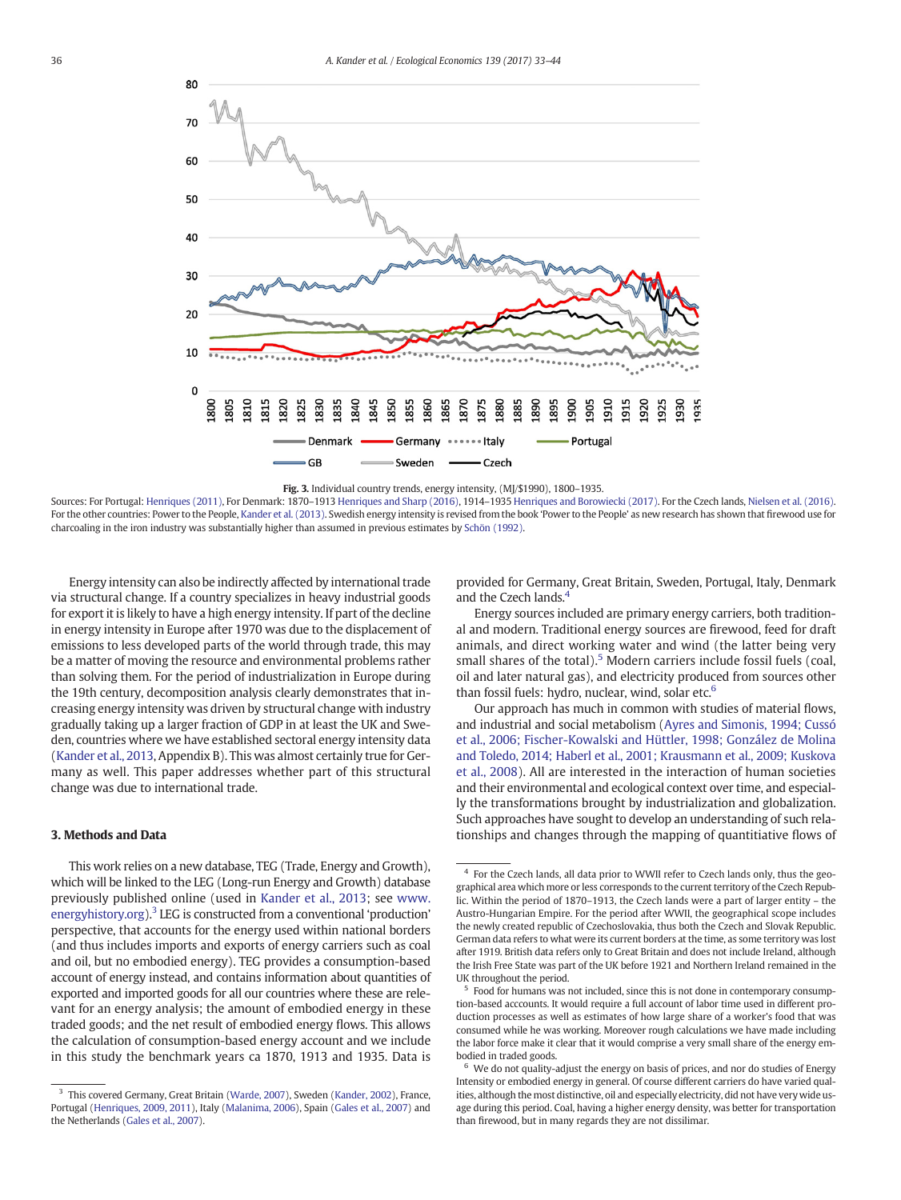**Fig. 3.** Individual country trends, energy intensity, (MJ/$1990), 1800–1935.

Sources: For Portugal: Henriques (2011), For Denmark: 1870–1913 Henriques and Sharp (2016), 1914–1935 Henriques and Borowiecki (2017). For the Czech lands, Nielsen et al. (2016). For the other countries: Power to the People, Kander et al. (2013). Swedish energy intensity is revised from the book 'Power to the People' as new research has shown that firewood use for charcoaling in the iron industry was substantially higher than assumed in previous estimates by Schön (1992).

Energy intensity can also be indirectly affected by international trade via structural change. If a country specializes in heavy industrial goods for export it is likely to have a high energy intensity. If part of the decline in energy intensity in Europe after 1970 was due to the displacement of emissions to less developed parts of the world through trade, this may be a matter of moving the resource and environmental problems rather than solving them. For the period of industrialization in Europe during the 19th century, decomposition analysis clearly demonstrates that increasing energy intensity was driven by structural change with industry gradually taking up a larger fraction of GDP in at least the UK and Sweden, countries where we have established sectoral energy intensity data (Kander et al., 2013, Appendix B). This was almost certainly true for Germany as well. This paper addresses whether part of this structural change was due to international trade.

## 3. Methods and Data

This work relies on a new database, TEG (Trade, Energy and Growth), which will be linked to the LEG (Long-run Energy and Growth) database previously published online (used in Kander et al., 2013; see www.energyhistory.org).[3] LEG is constructed from a conventional 'production' perspective, that accounts for the energy used within national borders (and thus includes imports and exports of energy carriers such as coal and oil, but no embodied energy). TEG provides a consumption-based account of energy instead, and contains information about quantities of exported and imported goods for all our countries where these are relevant for an energy analysis; the amount of embodied energy in these traded goods; and the net result of embodied energy flows. This allows the calculation of consumption-based energy account and we include in this study the benchmark years ca 1870, 1913 and 1935. Data is provided for Germany, Great Britain, Sweden, Portugal, Italy, Denmark and the Czech lands.[4]

Energy sources included are primary energy carriers, both traditional and modern. Traditional energy sources are firewood, feed for draft animals, and direct working water and wind (the latter being very small shares of the total).[5] Modern carriers include fossil fuels (coal, oil and later natural gas), and electricity produced from sources other than fossil fuels: hydro, nuclear, wind, solar etc.[6]

Our approach has much in common with studies of material flows, and industrial and social metabolism (Ayres and Simonis, 1994; Cussó et al., 2006; Fischer-Kowalski and Hüttler, 1998; González de Molina and Toledo, 2014; Haberl et al., 2001; Krausmann et al., 2009; Kuskova et al., 2008). All are interested in the interaction of human societies and their environmental and ecological context over time, and especially the transformations brought by industrialization and globalization. Such approaches have sought to develop an understanding of such relationships and changes through the mapping of quantitiative flows of

---

[3] This covered Germany, Great Britain (Warde, 2007), Sweden (Kander, 2002), France, Portugal (Henriques, 2009, 2011), Italy (Malanima, 2006), Spain (Gales et al., 2007) and the Netherlands (Gales et al., 2007).

[4] For the Czech lands, all data prior to WWII refer to Czech lands only, thus the geographical area which more or less corresponds to the current territory of the Czech Republic. Within the period of 1870–1913, the Czech lands were a part of larger entity – the Austro-Hungarian Empire. For the period after WWII, the geographical scope includes the newly created republic of Czechoslovakia, thus both the Czech and Slovak Republic. German data refers to what were its current borders at the time, as some territory was lost after 1919. British data refers only to Great Britain and does not include Ireland, although the Irish Free State was part of the UK before 1921 and Northern Ireland remained in the UK throughout the period.

[5] Food for humans was not included, since this is not done in contemporary consumption-based acccounts. It would require a full account of labor time used in different production processes as well as estimates of how large share of a worker's food that was consumed while he was working. Moreover rough calculations we have made including the labor force make it clear that it would comprise a very small share of the energy embodied in traded goods.

[6] We do not quality-adjust the energy on basis of prices, and nor do studies of Energy Intensity or embodied energy in general. Of course different carriers do have varied qualities, although the most distinctive, oil and especially electricity, did not have very wide usage during this period. Coal, having a higher energy density, was better for transportation than firewood, but in many regards they are not dissilimar.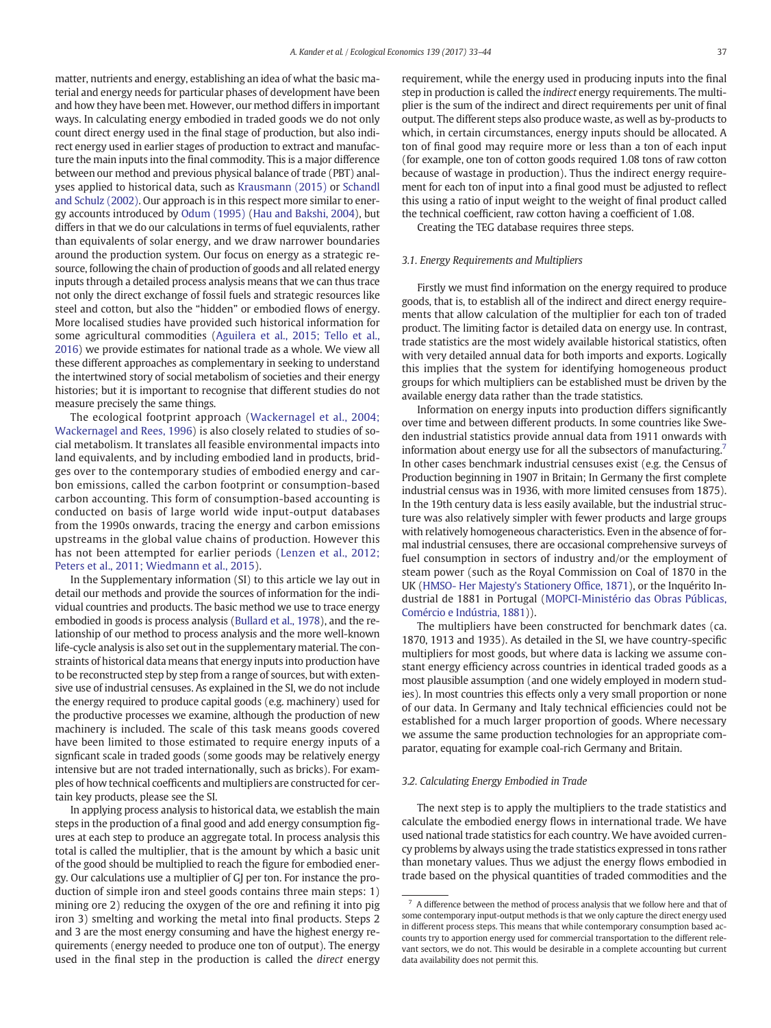matter, nutrients and energy, establishing an idea of what the basic material and energy needs for particular phases of development have been and how they have been met. However, our method differs in important ways. In calculating energy embodied in traded goods we do not only count direct energy used in the final stage of production, but also indirect energy used in earlier stages of production to extract and manufacture the main inputs into the final commodity. This is a major difference between our method and previous physical balance of trade (PBT) analyses applied to historical data, such as Krausmann (2015) or Schandl and Schulz (2002). Our approach is in this respect more similar to energy accounts introduced by Odum (1995) (Hau and Bakshi, 2004), but differs in that we do our calculations in terms of fuel equvialents, rather than equivalents of solar energy, and we draw narrower boundaries around the production system. Our focus on energy as a strategic resource, following the chain of production of goods and all related energy inputs through a detailed process analysis means that we can thus trace not only the direct exchange of fossil fuels and strategic resources like steel and cotton, but also the "hidden" or embodied flows of energy. More localised studies have provided such historical information for some agricultural commodities (Aguilera et al., 2015; Tello et al., 2016) we provide estimates for national trade as a whole. We view all these different approaches as complementary in seeking to understand the intertwined story of social metabolism of societies and their energy histories; but it is important to recognise that different studies do not measure precisely the same things.

The ecological footprint approach (Wackernagel et al., 2004; Wackernagel and Rees, 1996) is also closely related to studies of social metabolism. It translates all feasible environmental impacts into land equivalents, and by including embodied land in products, bridges over to the contemporary studies of embodied energy and carbon emissions, called the carbon footprint or consumption-based carbon accounting. This form of consumption-based accounting is conducted on basis of large world wide input-output databases from the 1990s onwards, tracing the energy and carbon emissions upstreams in the global value chains of production. However this has not been attempted for earlier periods (Lenzen et al., 2012; Peters et al., 2011; Wiedmann et al., 2015).

In the Supplementary information (SI) to this article we lay out in detail our methods and provide the sources of information for the individual countries and products. The basic method we use to trace energy embodied in goods is process analysis (Bullard et al., 1978), and the relationship of our method to process analysis and the more well-known life-cycle analysis is also set out in the supplementary material. The constraints of historical data means that energy inputs into production have to be reconstructed step by step from a range of sources, but with extensive use of industrial censuses. As explained in the SI, we do not include the energy required to produce capital goods (e.g. machinery) used for the productive processes we examine, although the production of new machinery is included. The scale of this task means goods covered have been limited to those estimated to require energy inputs of a signficant scale in traded goods (some goods may be relatively energy intensive but are not traded internationally, such as bricks). For examples of how technical coefficents and multipliers are constructed for certain key products, please see the SI.

In applying process analysis to historical data, we establish the main steps in the production of a final good and add energy consumption figures at each step to produce an aggregate total. In process analysis this total is called the multiplier, that is the amount by which a basic unit of the good should be multiplied to reach the figure for embodied energy. Our calculations use a multiplier of GJ per ton. For instance the production of simple iron and steel goods contains three main steps: 1) mining ore 2) reducing the oxygen of the ore and refining it into pig iron 3) smelting and working the metal into final products. Steps 2 and 3 are the most energy consuming and have the highest energy requirements (energy needed to produce one ton of output). The energy used in the final step in the production is called the *direct* energy requirement, while the energy used in producing inputs into the final step in production is called the *indirect* energy requirements. The multiplier is the sum of the indirect and direct requirements per unit of final output. The different steps also produce waste, as well as by-products to which, in certain circumstances, energy inputs should be allocated. A ton of final good may require more or less than a ton of each input (for example, one ton of cotton goods required 1.08 tons of raw cotton because of wastage in production). Thus the indirect energy requirement for each ton of input into a final good must be adjusted to reflect this using a ratio of input weight to the weight of final product called the technical coefficient, raw cotton having a coefficient of 1.08.

Creating the TEG database requires three steps.

### 3.1. Energy Requirements and Multipliers

Firstly we must find information on the energy required to produce goods, that is, to establish all of the indirect and direct energy requirements that allow calculation of the multiplier for each ton of traded product. The limiting factor is detailed data on energy use. In contrast, trade statistics are the most widely available historical statistics, often with very detailed annual data for both imports and exports. Logically this implies that the system for identifying homogeneous product groups for which multipliers can be established must be driven by the available energy data rather than the trade statistics.

Information on energy inputs into production differs significantly over time and between different products. In some countries like Sweden industrial statistics provide annual data from 1911 onwards with information about energy use for all the subsectors of manufacturing.[7] In other cases benchmark industrial censuses exist (e.g. the Census of Production beginning in 1907 in Britain; In Germany the first complete industrial census was in 1936, with more limited censuses from 1875). In the 19th century data is less easily available, but the industrial structure was also relatively simpler with fewer products and large groups with relatively homogeneous characteristics. Even in the absence of formal industrial censuses, there are occasional comprehensive surveys of fuel consumption in sectors of industry and/or the employment of steam power (such as the Royal Commission on Coal of 1870 in the UK (HMSO- Her Majesty's Stationery Office, 1871), or the Inquérito Industrial de 1881 in Portugal (MOPCI-Ministério das Obras Públicas, Comércio e Indústria, 1881)).

The multipliers have been constructed for benchmark dates (ca. 1870, 1913 and 1935). As detailed in the SI, we have country-specific multipliers for most goods, but where data is lacking we assume constant energy efficiency across countries in identical traded goods as a most plausible assumption (and one widely employed in modern studies). In most countries this effects only a very small proportion or none of our data. In Germany and Italy technical efficiencies could not be established for a much larger proportion of goods. Where necessary we assume the same production technologies for an appropriate comparator, equating for example coal-rich Germany and Britain.

### 3.2. Calculating Energy Embodied in Trade

The next step is to apply the multipliers to the trade statistics and calculate the embodied energy flows in international trade. We have used national trade statistics for each country. We have avoided currency problems by always using the trade statistics expressed in tons rather than monetary values. Thus we adjust the energy flows embodied in trade based on the physical quantities of traded commodities and the

[7] A difference between the method of process analysis that we follow here and that of some contemporary input-output methods is that we only capture the direct energy used in different process steps. This means that while contemporary consumption based accounts try to apportion energy used for commercial transportation to the different relevant sectors, we do not. This would be desirable in a complete accounting but current data availability does not permit this.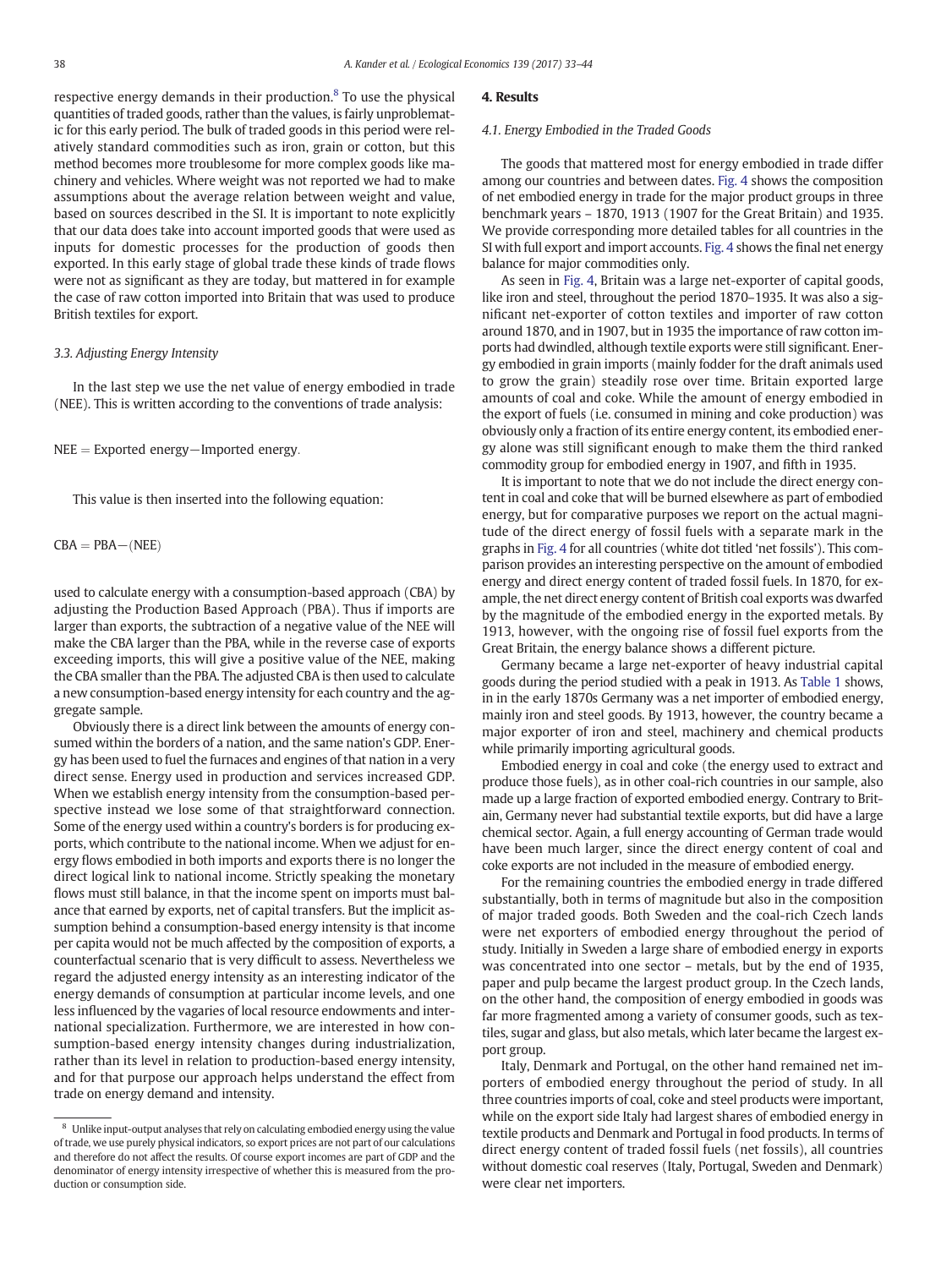respective energy demands in their production.[8] To use the physical quantities of traded goods, rather than the values, is fairly unproblematic for this early period. The bulk of traded goods in this period were relatively standard commodities such as iron, grain or cotton, but this method becomes more troublesome for more complex goods like machinery and vehicles. Where weight was not reported we had to make assumptions about the average relation between weight and value, based on sources described in the SI. It is important to note explicitly that our data does take into account imported goods that were used as inputs for domestic processes for the production of goods then exported. In this early stage of global trade these kinds of trade flows were not as significant as they are today, but mattered in for example the case of raw cotton imported into Britain that was used to produce British textiles for export.

### 3.3. Adjusting Energy Intensity

In the last step we use the net value of energy embodied in trade (NEE). This is written according to the conventions of trade analysis:

$$\text{NEE} = \text{Exported energy} - \text{Imported energy}.$$

This value is then inserted into the following equation:

$$\text{CBA} = \text{PBA} - (\text{NEE})$$

used to calculate energy with a consumption-based approach (CBA) by adjusting the Production Based Approach (PBA). Thus if imports are larger than exports, the subtraction of a negative value of the NEE will make the CBA larger than the PBA, while in the reverse case of exports exceeding imports, this will give a positive value of the NEE, making the CBA smaller than the PBA. The adjusted CBA is then used to calculate a new consumption-based energy intensity for each country and the aggregate sample.

Obviously there is a direct link between the amounts of energy consumed within the borders of a nation, and the same nation's GDP. Energy has been used to fuel the furnaces and engines of that nation in a very direct sense. Energy used in production and services increased GDP. When we establish energy intensity from the consumption-based perspective instead we lose some of that straightforward connection. Some of the energy used within a country's borders is for producing exports, which contribute to the national income. When we adjust for energy flows embodied in both imports and exports there is no longer the direct logical link to national income. Strictly speaking the monetary flows must still balance, in that the income spent on imports must balance that earned by exports, net of capital transfers. But the implicit assumption behind a consumption-based energy intensity is that income per capita would not be much affected by the composition of exports, a counterfactual scenario that is very difficult to assess. Nevertheless we regard the adjusted energy intensity as an interesting indicator of the energy demands of consumption at particular income levels, and one less influenced by the vagaries of local resource endowments and international specialization. Furthermore, we are interested in how consumption-based energy intensity changes during industrialization, rather than its level in relation to production-based energy intensity, and for that purpose our approach helps understand the effect from trade on energy demand and intensity.

[8] Unlike input-output analyses that rely on calculating embodied energy using the value of trade, we use purely physical indicators, so export prices are not part of our calculations and therefore do not affect the results. Of course export incomes are part of GDP and the denominator of energy intensity irrespective of whether this is measured from the production or consumption side.

## 4. Results

### 4.1. Energy Embodied in the Traded Goods

The goods that mattered most for energy embodied in trade differ among our countries and between dates. Fig. 4 shows the composition of net embodied energy in trade for the major product groups in three benchmark years – 1870, 1913 (1907 for the Great Britain) and 1935. We provide corresponding more detailed tables for all countries in the SI with full export and import accounts. Fig. 4 shows the final net energy balance for major commodities only.

As seen in Fig. 4, Britain was a large net-exporter of capital goods, like iron and steel, throughout the period 1870–1935. It was also a significant net-exporter of cotton textiles and importer of raw cotton around 1870, and in 1907, but in 1935 the importance of raw cotton imports had dwindled, although textile exports were still significant. Energy embodied in grain imports (mainly fodder for the draft animals used to grow the grain) steadily rose over time. Britain exported large amounts of coal and coke. While the amount of energy embodied in the export of fuels (i.e. consumed in mining and coke production) was obviously only a fraction of its entire energy content, its embodied energy alone was still significant enough to make them the third ranked commodity group for embodied energy in 1907, and fifth in 1935.

It is important to note that we do not include the direct energy content in coal and coke that will be burned elsewhere as part of embodied energy, but for comparative purposes we report on the actual magnitude of the direct energy of fossil fuels with a separate mark in the graphs in Fig. 4 for all countries (white dot titled 'net fossils'). This comparison provides an interesting perspective on the amount of embodied energy and direct energy content of traded fossil fuels. In 1870, for example, the net direct energy content of British coal exports was dwarfed by the magnitude of the embodied energy in the exported metals. By 1913, however, with the ongoing rise of fossil fuel exports from the Great Britain, the energy balance shows a different picture.

Germany became a large net-exporter of heavy industrial capital goods during the period studied with a peak in 1913. As Table 1 shows, in in the early 1870s Germany was a net importer of embodied energy, mainly iron and steel goods. By 1913, however, the country became a major exporter of iron and steel, machinery and chemical products while primarily importing agricultural goods.

Embodied energy in coal and coke (the energy used to extract and produce those fuels), as in other coal-rich countries in our sample, also made up a large fraction of exported embodied energy. Contrary to Britain, Germany never had substantial textile exports, but did have a large chemical sector. Again, a full energy accounting of German trade would have been much larger, since the direct energy content of coal and coke exports are not included in the measure of embodied energy.

For the remaining countries the embodied energy in trade differed substantially, both in terms of magnitude but also in the composition of major traded goods. Both Sweden and the coal-rich Czech lands were net exporters of embodied energy throughout the period of study. Initially in Sweden a large share of embodied energy in exports was concentrated into one sector – metals, but by the end of 1935, paper and pulp became the largest product group. In the Czech lands, on the other hand, the composition of energy embodied in goods was far more fragmented among a variety of consumer goods, such as textiles, sugar and glass, but also metals, which later became the largest export group.

Italy, Denmark and Portugal, on the other hand remained net importers of embodied energy throughout the period of study. In all three countries imports of coal, coke and steel products were important, while on the export side Italy had largest shares of embodied energy in textile products and Denmark and Portugal in food products. In terms of direct energy content of traded fossil fuels (net fossils), all countries without domestic coal reserves (Italy, Portugal, Sweden and Denmark) were clear net importers.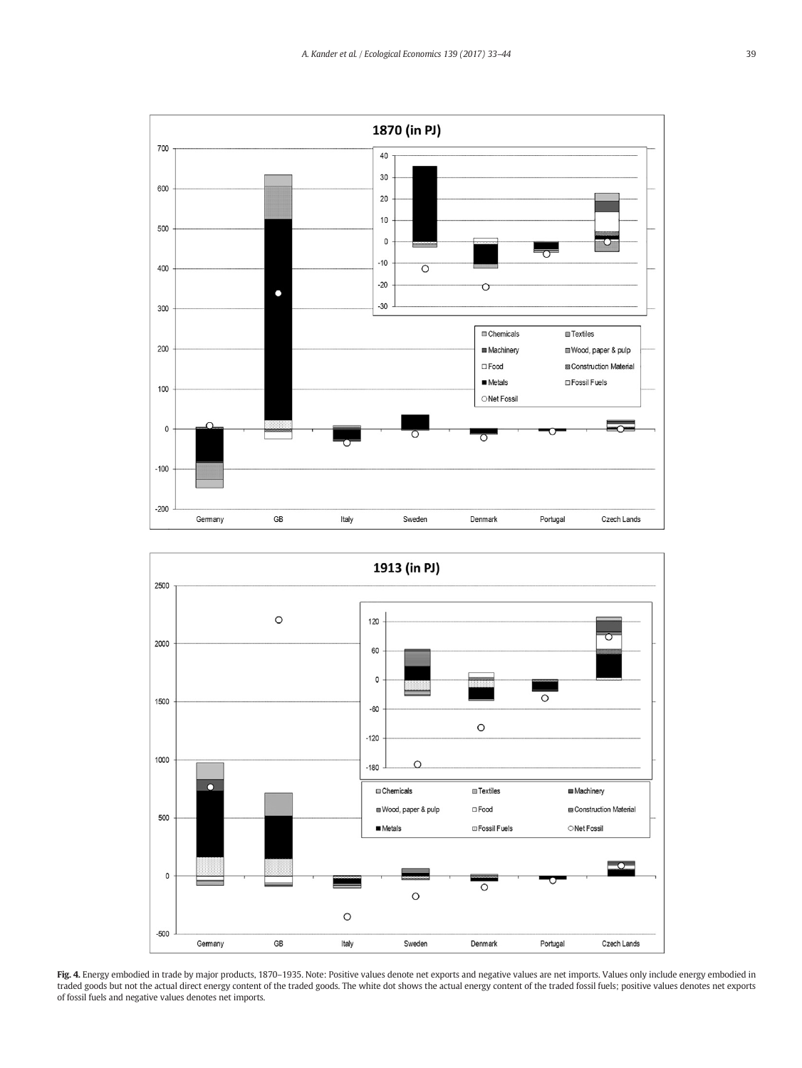**Fig. 4.** Energy embodied in trade by major products, 1870–1935. Note: Positive values denote net exports and negative values are net imports. Values only include energy embodied in traded goods but not the actual direct energy content of the traded goods. The white dot shows the actual energy content of the traded fossil fuels; positive values denotes net exports of fossil fuels and negative values denotes net imports.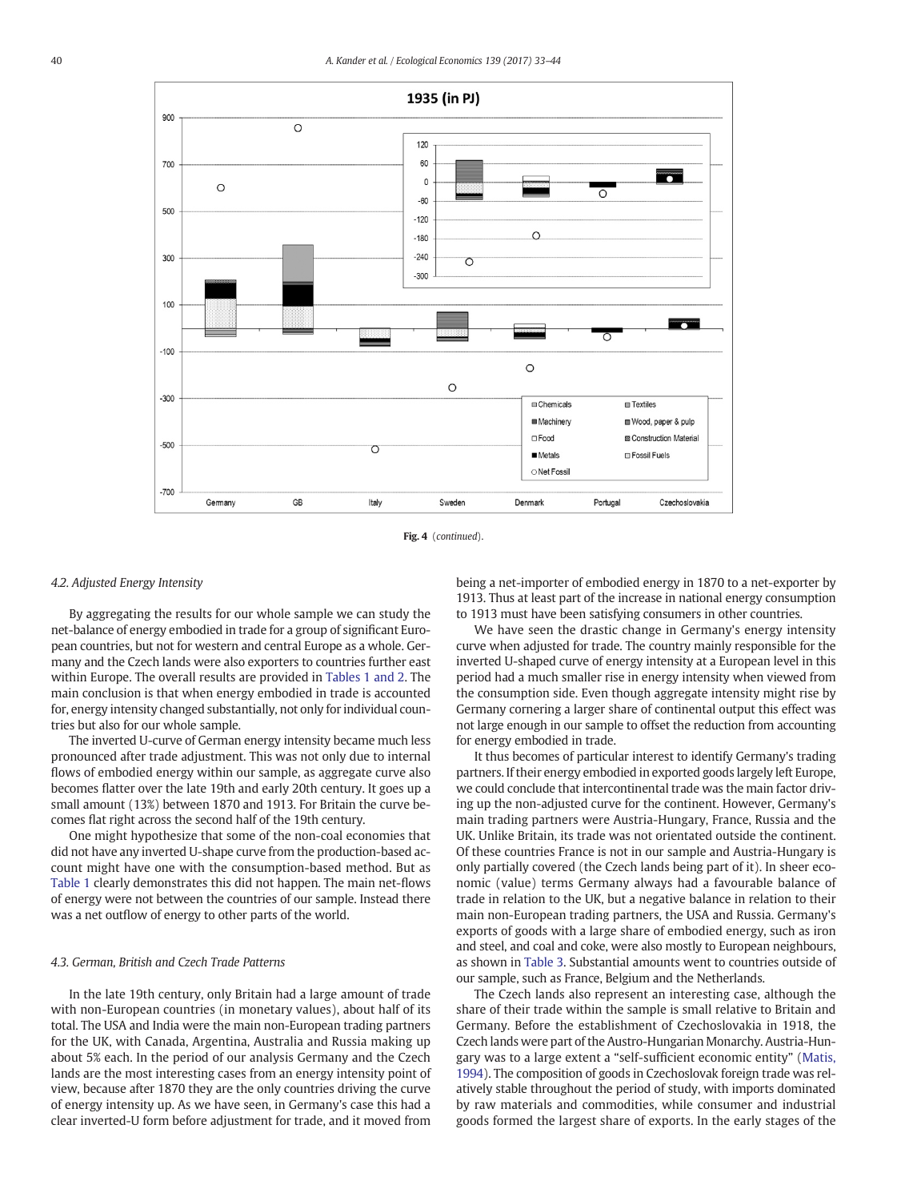Fig. 4 (*continued*).

### 4.2. Adjusted Energy Intensity

By aggregating the results for our whole sample we can study the net-balance of energy embodied in trade for a group of significant European countries, but not for western and central Europe as a whole. Germany and the Czech lands were also exporters to countries further east within Europe. The overall results are provided in Tables 1 and 2. The main conclusion is that when energy embodied in trade is accounted for, energy intensity changed substantially, not only for individual countries but also for our whole sample.

The inverted U-curve of German energy intensity became much less pronounced after trade adjustment. This was not only due to internal flows of embodied energy within our sample, as aggregate curve also becomes flatter over the late 19th and early 20th century. It goes up a small amount (13%) between 1870 and 1913. For Britain the curve becomes flat right across the second half of the 19th century.

One might hypothesize that some of the non-coal economies that did not have any inverted U-shape curve from the production-based account might have one with the consumption-based method. But as Table 1 clearly demonstrates this did not happen. The main net-flows of energy were not between the countries of our sample. Instead there was a net outflow of energy to other parts of the world.

### 4.3. German, British and Czech Trade Patterns

In the late 19th century, only Britain had a large amount of trade with non-European countries (in monetary values), about half of its total. The USA and India were the main non-European trading partners for the UK, with Canada, Argentina, Australia and Russia making up about 5% each. In the period of our analysis Germany and the Czech lands are the most interesting cases from an energy intensity point of view, because after 1870 they are the only countries driving the curve of energy intensity up. As we have seen, in Germany's case this had a clear inverted-U form before adjustment for trade, and it moved from being a net-importer of embodied energy in 1870 to a net-exporter by 1913. Thus at least part of the increase in national energy consumption to 1913 must have been satisfying consumers in other countries.

We have seen the drastic change in Germany's energy intensity curve when adjusted for trade. The country mainly responsible for the inverted U-shaped curve of energy intensity at a European level in this period had a much smaller rise in energy intensity when viewed from the consumption side. Even though aggregate intensity might rise by Germany cornering a larger share of continental output this effect was not large enough in our sample to offset the reduction from accounting for energy embodied in trade.

It thus becomes of particular interest to identify Germany's trading partners. If their energy embodied in exported goods largely left Europe, we could conclude that intercontinental trade was the main factor driving up the non-adjusted curve for the continent. However, Germany's main trading partners were Austria-Hungary, France, Russia and the UK. Unlike Britain, its trade was not orientated outside the continent. Of these countries France is not in our sample and Austria-Hungary is only partially covered (the Czech lands being part of it). In sheer economic (value) terms Germany always had a favourable balance of trade in relation to the UK, but a negative balance in relation to their main non-European trading partners, the USA and Russia. Germany's exports of goods with a large share of embodied energy, such as iron and steel, and coal and coke, were also mostly to European neighbours, as shown in Table 3. Substantial amounts went to countries outside of our sample, such as France, Belgium and the Netherlands.

The Czech lands also represent an interesting case, although the share of their trade within the sample is small relative to Britain and Germany. Before the establishment of Czechoslovakia in 1918, the Czech lands were part of the Austro-Hungarian Monarchy. Austria-Hungary was to a large extent a "self-sufficient economic entity" (Matis, 1994). The composition of goods in Czechoslovak foreign trade was relatively stable throughout the period of study, with imports dominated by raw materials and commodities, while consumer and industrial goods formed the largest share of exports. In the early stages of the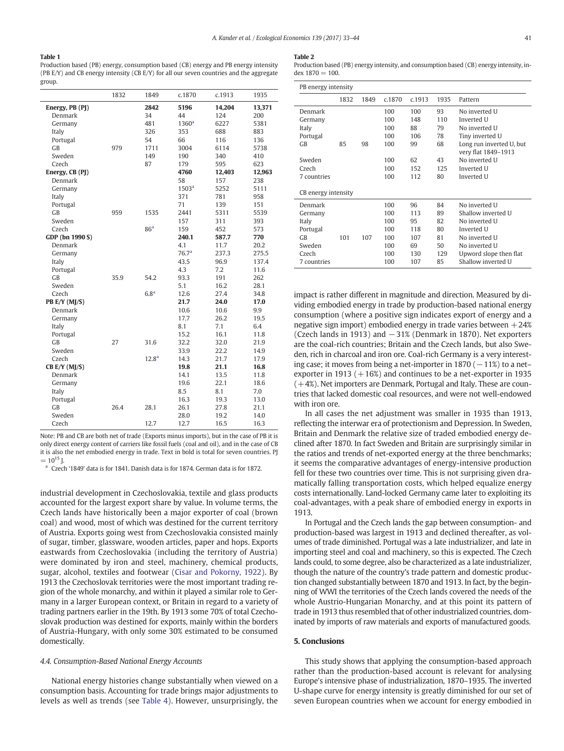**Table 1**

Production based (PB) energy, consumption based (CB) energy and PB energy intensity (PB E/Y) and CB energy intensity (CB E/Y) for all our seven countries and the aggregate group.

| | 1832 | 1849 | c.1870 | c.1913 | 1935 |
|---|---|---|---|---|---|
| **Energy, PB (PJ)** | | **2842** | **5196** | **14,204** | **13,371** |
| Denmark | | 34 | 44 | 124 | 200 |
| Germany | | 481 | 1360[a] | 6227 | 5381 |
| Italy | | 326 | 353 | 688 | 883 |
| Portugal | | 54 | 66 | 116 | 136 |
| GB | 979 | 1711 | 3004 | 6114 | 5738 |
| Sweden | | 149 | 190 | 340 | 410 |
| Czech | | 87 | 179 | 595 | 623 |
| **Energy, CB (PJ)** | | | **4760** | **12,403** | **12,963** |
| Denmark | | | 58 | 157 | 238 |
| Germany | | | 1503[a] | 5252 | 5111 |
| Italy | | | 371 | 781 | 958 |
| Portugal | | | 71 | 139 | 151 |
| GB | 959 | 1535 | 2441 | 5311 | 5539 |
| Sweden | | | 157 | 311 | 393 |
| Czech | | 86[a] | 159 | 452 | 573 |
| **GDP (bn 1990 $)** | | | **240.1** | **587.7** | **770** |
| Denmark | | | 4.1 | 11.7 | 20.2 |
| Germany | | | 76.7[a] | 237.3 | 275.5 |
| Italy | | | 43.5 | 96.9 | 137.4 |
| Portugal | | | 4.3 | 7.2 | 11.6 |
| GB | 35.9 | 54.2 | 93.3 | 191 | 262 |
| Sweden | | | 5.1 | 16.2 | 28.1 |
| Czech | | 6.8[a] | 12.6 | 27.4 | 34.8 |
| **PB E/Y (MJ/$)** | | | **21.7** | **24.0** | **17.0** |
| Denmark | | | 10.6 | 10.6 | 9.9 |
| Germany | | | 17.7 | 26.2 | 19.5 |
| Italy | | | 8.1 | 7.1 | 6.4 |
| Portugal | | | 15.2 | 16.1 | 11.8 |
| GB | 27 | 31.6 | 32.2 | 32.0 | 21.9 |
| Sweden | | | 33.9 | 22.2 | 14.9 |
| Czech | | 12.8[a] | 14.3 | 21.7 | 17.9 |
| **CB E/Y (MJ/$)** | | | **19.8** | **21.1** | **16.8** |
| Denmark | | | 14.1 | 13.5 | 11.8 |
| Germany | | | 19.6 | 22.1 | 18.6 |
| Italy | | | 8.5 | 8.1 | 7.0 |
| Portugal | | | 16.3 | 19.3 | 13.0 |
| GB | 26.4 | 28.1 | 26.1 | 27.8 | 21.1 |
| Sweden | | | 28.0 | 19.2 | 14.0 |
| Czech | | 12.7 | 12.7 | 16.5 | 16.3 |

Note: PB and CB are both net of trade (Exports minus imports), but in the case of PB it is only direct energy content of carriers like fossil fuels (coal and oil), and in the case of CB it is also the net embodied energy in trade. Text in bold is total for seven countries. PJ $= 10^{15}$ J.

[a] Czech '1849' data is for 1841. Danish data is for 1874. German data is for 1872.

**Table 2**

Production based (PB) energy intensity, and consumption based (CB) energy intensity, index 1870 = 100.

| PB energy intensity | 1832 | 1849 | c.1870 | c.1913 | 1935 | Pattern |
|---|---|---|---|---|---|---|
| Denmark | | | 100 | 100 | 93 | No inverted U |
| Germany | | | 100 | 148 | 110 | Inverted U |
| Italy | | | 100 | 88 | 79 | No inverted U |
| Portugal | | | 100 | 106 | 78 | Tiny inverted U |
| GB | 85 | 98 | 100 | 99 | 68 | Long run inverted U, but very flat 1849–1913 |
| Sweden | | | 100 | 62 | 43 | No inverted U |
| Czech | | | 100 | 152 | 125 | Inverted U |
| 7 countries | | | 100 | 112 | 80 | Inverted U |
| **CB energy intensity** | | | | | | |
| Denmark | | | 100 | 96 | 84 | No inverted U |
| Germany | | | 100 | 113 | 89 | Shallow inverted U |
| Italy | | | 100 | 95 | 82 | No inverted U |
| Portugal | | | 100 | 118 | 80 | Inverted U |
| GB | 101 | 107 | 100 | 107 | 81 | No inverted U |
| Sweden | | | 100 | 69 | 50 | No inverted U |
| Czech | | | 100 | 130 | 129 | Upword slope then flat |
| 7 countries | | | 100 | 107 | 85 | Shallow inverted U |

industrial development in Czechoslovakia, textile and glass products accounted for the largest export share by value. In volume terms, the Czech lands have historically been a major exporter of coal (brown coal) and wood, most of which was destined for the current territory of Austria. Exports going west from Czechoslovakia consisted mainly of sugar, timber, glassware, wooden articles, paper and hops. Exports eastwards from Czechoslovakia (including the territory of Austria) were dominated by iron and steel, machinery, chemical products, sugar, alcohol, textiles and footwear (Cisar and Pokorny, 1922). By 1913 the Czechoslovak territories were the most important trading region of the whole monarchy, and within it played a similar role to Germany in a larger European context, or Britain in regard to a variety of trading partners earlier in the 19th. By 1913 some 70% of total Czechoslovak production was destined for exports, mainly within the borders of Austria-Hungary, with only some 30% estimated to be consumed domestically.

### 4.4. Consumption-Based National Energy Accounts

National energy histories change substantially when viewed on a consumption basis. Accounting for trade brings major adjustments to levels as well as trends (see Table 4). However, unsurprisingly, the impact is rather different in magnitude and direction. Measured by dividing embodied energy in trade by production-based national energy consumption (where a positive sign indicates export of energy and a negative sign import) embodied energy in trade varies between +24% (Czech lands in 1913) and −31% (Denmark in 1870). Net exporters are the coal-rich countries; Britain and the Czech lands, but also Sweden, rich in charcoal and iron ore. Coal-rich Germany is a very interesting case; it moves from being a net-importer in 1870 (−11%) to a net–exporter in 1913 (+16%) and continues to be a net-exporter in 1935 (+4%). Net importers are Denmark, Portugal and Italy. These are countries that lacked domestic coal resources, and were not well-endowed with iron ore.

In all cases the net adjustment was smaller in 1935 than 1913, reflecting the interwar era of protectionism and Depression. In Sweden, Britain and Denmark the relative size of traded embodied energy declined after 1870. In fact Sweden and Britain are surprisingly similar in the ratios and trends of net-exported energy at the three benchmarks; it seems the comparative advantages of energy-intensive production fell for these two countries over time. This is not surprising given dramatically falling transportation costs, which helped equalize energy costs internationally. Land-locked Germany came later to exploiting its coal-advantages, with a peak share of embodied energy in exports in 1913.

In Portugal and the Czech lands the gap between consumption- and production-based was largest in 1913 and declined thereafter, as volumes of trade diminished. Portugal was a late industrializer, and late in importing steel and coal and machinery, so this is expected. The Czech lands could, to some degree, also be characterized as a late industrializer, though the nature of the country's trade pattern and domestic production changed substantially between 1870 and 1913. In fact, by the beginning of WWI the territories of the Czech lands covered the needs of the whole Austrio-Hungarian Monarchy, and at this point its pattern of trade in 1913 thus resembled that of other industrialized countries, dominated by imports of raw materials and exports of manufactured goods.

## 5. Conclusions

This study shows that applying the consumption-based approach rather than the production-based account is relevant for analysing Europe's intensive phase of industrialization, 1870–1935. The inverted U-shape curve for energy intensity is greatly diminished for our set of seven European countries when we account for energy embodied in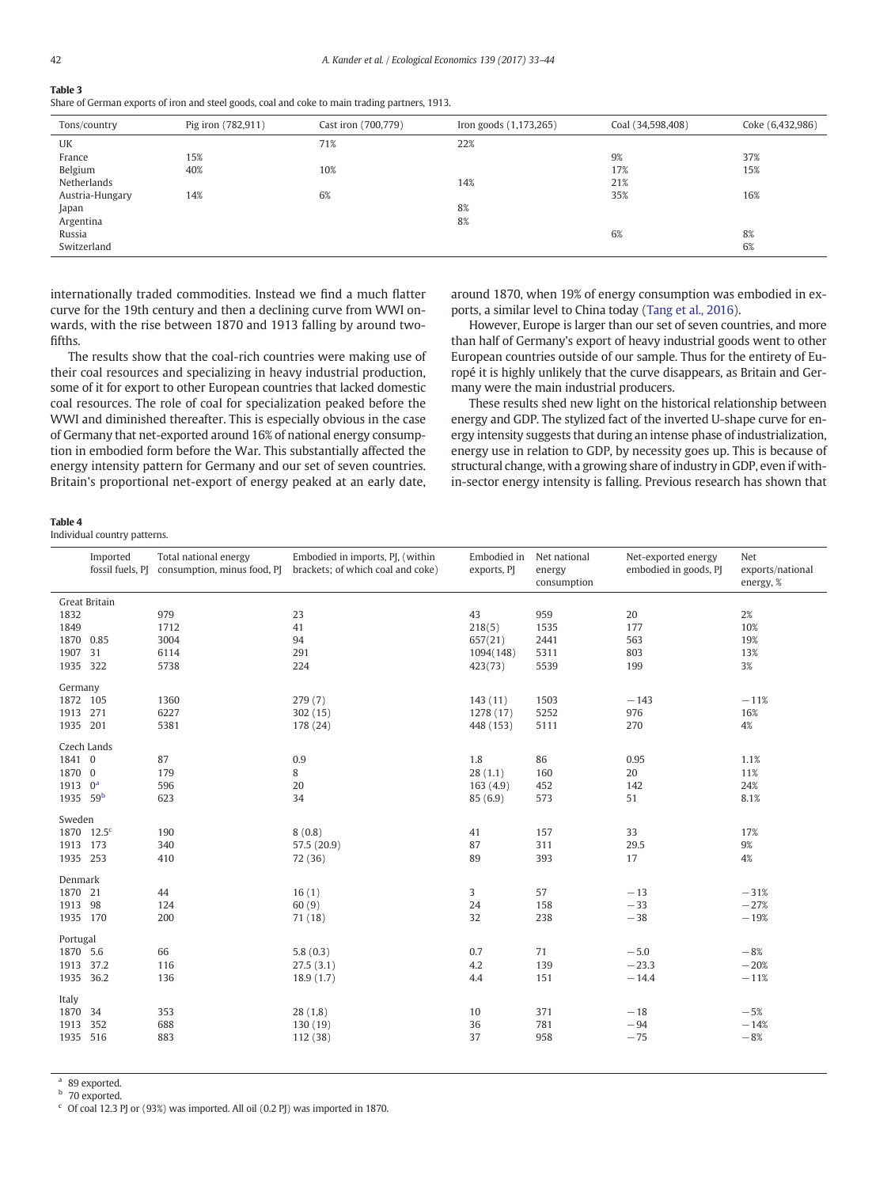**Table 3**
Share of German exports of iron and steel goods, coal and coke to main trading partners, 1913.

| Tons/country | Pig iron (782,911) | Cast iron (700,779) | Iron goods (1,173,265) | Coal (34,598,408) | Coke (6,432,986) |
|---|---|---|---|---|---|
| UK | | 71% | 22% | | |
| France | 15% | | | 9% | 37% |
| Belgium | 40% | 10% | | 17% | 15% |
| Netherlands | | | 14% | 21% | |
| Austria-Hungary | 14% | 6% | | 35% | 16% |
| Japan | | | 8% | | |
| Argentina | | | 8% | | |
| Russia | | | | 6% | 8% |
| Switzerland | | | | | 6% |

internationally traded commodities. Instead we find a much flatter curve for the 19th century and then a declining curve from WWI onwards, with the rise between 1870 and 1913 falling by around two-fifths.

The results show that the coal-rich countries were making use of their coal resources and specializing in heavy industrial production, some of it for export to other European countries that lacked domestic coal resources. The role of coal for specialization peaked before the WWI and diminished thereafter. This is especially obvious in the case of Germany that net-exported around 16% of national energy consumption in embodied form before the War. This substantially affected the energy intensity pattern for Germany and our set of seven countries. Britain's proportional net-export of energy peaked at an early date, around 1870, when 19% of energy consumption was embodied in exports, a similar level to China today (Tang et al., 2016).

However, Europe is larger than our set of seven countries, and more than half of Germany's export of heavy industrial goods went to other European countries outside of our sample. Thus for the entirety of Europé it is highly unlikely that the curve disappears, as Britain and Germany were the main industrial producers.

These results shed new light on the historical relationship between energy and GDP. The stylized fact of the inverted U-shape curve for energy intensity suggests that during an intense phase of industrialization, energy use in relation to GDP, by necessity goes up. This is because of structural change, with a growing share of industry in GDP, even if within-sector energy intensity is falling. Previous research has shown that

**Table 4**
Individual country patterns.

| | Imported fossil fuels, PJ | Total national energy consumption, minus food, PJ | Embodied in imports, PJ, (within brackets; of which coal and coke) | Embodied in exports, PJ | Net national energy consumption | Net-exported energy embodied in goods, PJ | Net exports/national energy, % |
|---|---|---|---|---|---|---|---|
| **Great Britain** | | | | | | | |
| 1832 | | 979 | 23 | 43 | 959 | 20 | 2% |
| 1849 | | 1712 | 41 | 218(5) | 1535 | 177 | 10% |
| 1870 | 0.85 | 3004 | 94 | 657(21) | 2441 | 563 | 19% |
| 1907 | 31 | 6114 | 291 | 1094(148) | 5311 | 803 | 13% |
| 1935 | 322 | 5738 | 224 | 423(73) | 5539 | 199 | 3% |
| **Germany** | | | | | | | |
| 1872 | 105 | 1360 | 279 (7) | 143 (11) | 1503 | −143 | −11% |
| 1913 | 271 | 6227 | 302 (15) | 1278 (17) | 5252 | 976 | 16% |
| 1935 | 201 | 5381 | 178 (24) | 448 (153) | 5111 | 270 | 4% |
| **Czech Lands** | | | | | | | |
| 1841 | 0 | 87 | 0.9 | 1.8 | 86 | 0.95 | 1.1% |
| 1870 | 0 | 179 | 8 | 28 (1.1) | 160 | 20 | 11% |
| 1913 | 0[a] | 596 | 20 | 163 (4.9) | 452 | 142 | 24% |
| 1935 | 59[b] | 623 | 34 | 85 (6.9) | 573 | 51 | 8.1% |
| **Sweden** | | | | | | | |
| 1870 | 12.5[c] | 190 | 8 (0.8) | 41 | 157 | 33 | 17% |
| 1913 | 173 | 340 | 57.5 (20.9) | 87 | 311 | 29.5 | 9% |
| 1935 | 253 | 410 | 72 (36) | 89 | 393 | 17 | 4% |
| **Denmark** | | | | | | | |
| 1870 | 21 | 44 | 16 (1) | 3 | 57 | −13 | −31% |
| 1913 | 98 | 124 | 60 (9) | 24 | 158 | −33 | −27% |
| 1935 | 170 | 200 | 71 (18) | 32 | 238 | −38 | −19% |
| **Portugal** | | | | | | | |
| 1870 | 5.6 | 66 | 5.8 (0.3) | 0.7 | 71 | −5.0 | −8% |
| 1913 | 37.2 | 116 | 27.5 (3.1) | 4.2 | 139 | −23.3 | −20% |
| 1935 | 36.2 | 136 | 18.9 (1.7) | 4.4 | 151 | −14.4 | −11% |
| **Italy** | | | | | | | |
| 1870 | 34 | 353 | 28 (1,8) | 10 | 371 | −18 | −5% |
| 1913 | 352 | 688 | 130 (19) | 36 | 781 | −94 | −14% |
| 1935 | 516 | 883 | 112 (38) | 37 | 958 | −75 | −8% |

[a] 89 exported.
[b] 70 exported.
[c] Of coal 12.3 PJ or (93%) was imported. All oil (0.2 PJ) was imported in 1870.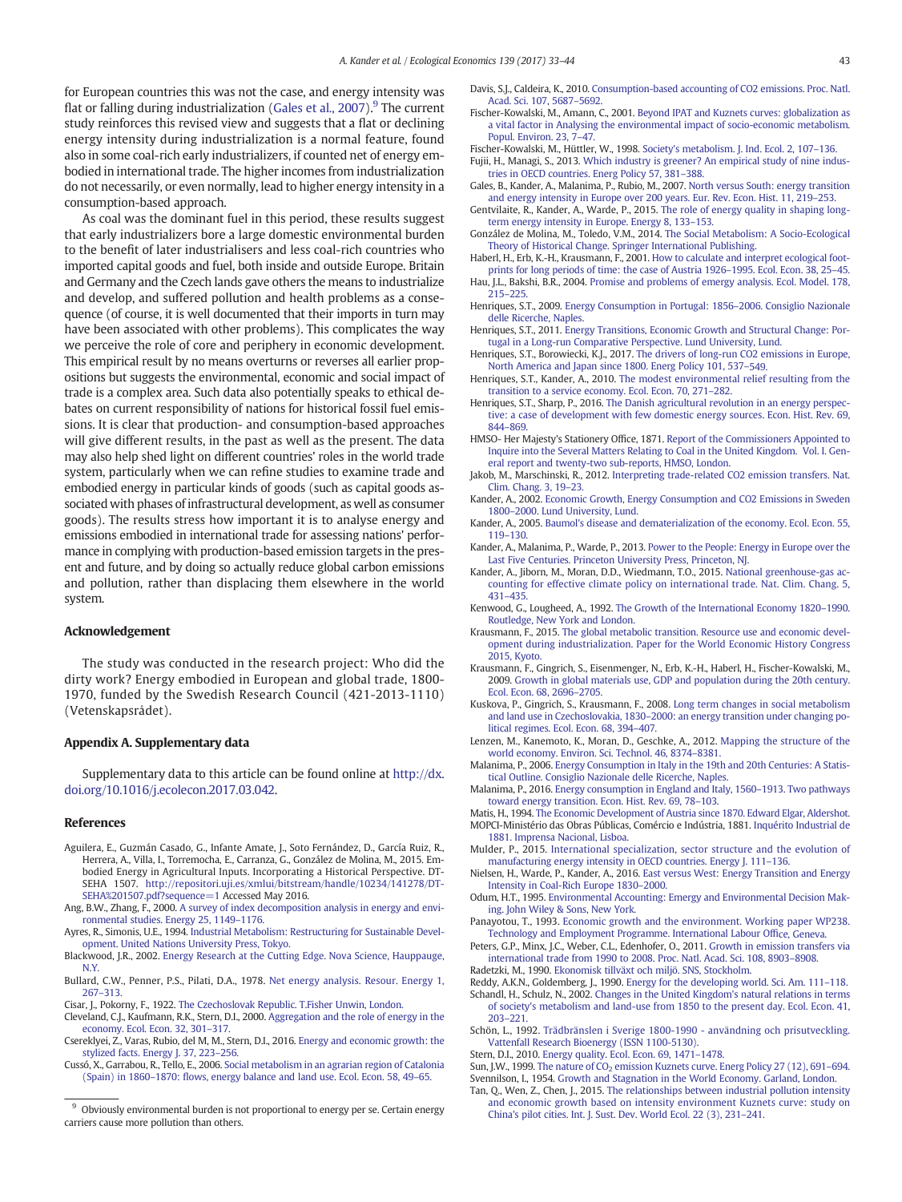for European countries this was not the case, and energy intensity was flat or falling during industrialization (Gales et al., 2007).[9] The current study reinforces this revised view and suggests that a flat or declining energy intensity during industrialization is a normal feature, found also in some coal-rich early industrializers, if counted net of energy embodied in international trade. The higher incomes from industrialization do not necessarily, or even normally, lead to higher energy intensity in a consumption-based approach.

As coal was the dominant fuel in this period, these results suggest that early industrializers bore a large domestic environmental burden to the benefit of later industrialisers and less coal-rich countries who imported capital goods and fuel, both inside and outside Europe. Britain and Germany and the Czech lands gave others the means to industrialize and develop, and suffered pollution and health problems as a consequence (of course, it is well documented that their imports in turn may have been associated with other problems). This complicates the way we perceive the role of core and periphery in economic development. This empirical result by no means overturns or reverses all earlier propositions but suggests the environmental, economic and social impact of trade is a complex area. Such data also potentially speaks to ethical debates on current responsibility of nations for historical fossil fuel emissions. It is clear that production- and consumption-based approaches will give different results, in the past as well as the present. The data may also help shed light on different countries' roles in the world trade system, particularly when we can refine studies to examine trade and embodied energy in particular kinds of goods (such as capital goods associated with phases of infrastructural development, as well as consumer goods). The results stress how important it is to analyse energy and emissions embodied in international trade for assessing nations' performance in complying with production-based emission targets in the present and future, and by doing so actually reduce global carbon emissions and pollution, rather than displacing them elsewhere in the world system.

## Acknowledgement

The study was conducted in the research project: Who did the dirty work? Energy embodied in European and global trade, 1800-1970, funded by the Swedish Research Council (421-2013-1110) (Vetenskapsrådet).

## Appendix A. Supplementary data

Supplementary data to this article can be found online at http://dx.doi.org/10.1016/j.ecolecon.2017.03.042.

## References

Aguilera, E., Guzmán Casado, G., Infante Amate, J., Soto Fernández, D., García Ruiz, R., Herrera, A., Villa, I., Torremocha, E., Carranza, G., González de Molina, M., 2015. Embodied Energy in Agricultural Inputs. Incorporating a Historical Perspective. DT-SEHA 1507. http://repositori.uji.es/xmlui/bitstream/handle/10234/141278/DT-SEHA%201507.pdf?sequence=1 Accessed May 2016.

Ang, B.W., Zhang, F., 2000. A survey of index decomposition analysis in energy and environmental studies. Energy 25, 1149–1176.

Ayres, R., Simonis, U.E., 1994. Industrial Metabolism: Restructuring for Sustainable Development. United Nations University Press, Tokyo.

Blackwood, J.R., 2002. Energy Research at the Cutting Edge. Nova Science, Hauppauge, N.Y.

Bullard, C.W., Penner, P.S., Pilati, D.A., 1978. Net energy analysis. Resour. Energy 1, 267–313.

Cisar, J., Pokorny, F., 1922. The Czechoslovak Republic. T.Fisher Unwin, London.

Cleveland, C.J., Kaufmann, R.K., Stern, D.I., 2000. Aggregation and the role of energy in the economy. Ecol. Econ. 32, 301–317.

Csereklyei, Z., Varas, Rubio, del M, M., Stern, D.I., 2016. Energy and economic growth: the stylized facts. Energy J. 37, 223–256.

Cussó, X., Garrabou, R., Tello, E., 2006. Social metabolism in an agrarian region of Catalonia (Spain) in 1860–1870: flows, energy balance and land use. Ecol. Econ. 58, 49–65.

Davis, S.J., Caldeira, K., 2010. Consumption-based accounting of CO2 emissions. Proc. Natl. Acad. Sci. 107, 5687–5692.

Fischer-Kowalski, M., Amann, C., 2001. Beyond IPAT and Kuznets curves: globalization as a vital factor in Analysing the environmental impact of socio-economic metabolism. Popul. Environ. 23, 7–47.

Fischer-Kowalski, M., Hüttler, W., 1998. Society's metabolism. J. Ind. Ecol. 2, 107–136.

Fujii, H., Managi, S., 2013. Which industry is greener? An empirical study of nine industries in OECD countries. Energ Policy 57, 381–388.

Gales, B., Kander, A., Malanima, P., Rubio, M., 2007. North versus South: energy transition and energy intensity in Europe over 200 years. Eur. Rev. Econ. Hist. 11, 219–253.

Gentvilaite, R., Kander, A., Warde, P., 2015. The role of energy quality in shaping long-term energy intensity in Europe. Energy 8, 133–153.

González de Molina, M., Toledo, V.M., 2014. The Social Metabolism: A Socio-Ecological Theory of Historical Change. Springer International Publishing.

Haberl, H., Erb, K.-H., Krausmann, F., 2001. How to calculate and interpret ecological footprints for long periods of time: the case of Austria 1926–1995. Ecol. Econ. 38, 25–45.

Hau, J.L., Bakshi, B.R., 2004. Promise and problems of emergy analysis. Ecol. Model. 178, 215–225.

Henriques, S.T., 2009. Energy Consumption in Portugal: 1856–2006. Consiglio Nazionale delle Ricerche, Naples.

Henriques, S.T., 2011. Energy Transitions, Economic Growth and Structural Change: Portugal in a Long-run Comparative Perspective. Lund University, Lund.

Henriques, S.T., Borowiecki, K.J., 2017. The drivers of long-run CO2 emissions in Europe, North America and Japan since 1800. Energ Policy 101, 537–549.

Henriques, S.T., Kander, A., 2010. The modest environmental relief resulting from the transition to a service economy. Ecol. Econ. 70, 271–282.

Henriques, S.T., Sharp, P., 2016. The Danish agricultural revolution in an energy perspective: a case of development with few domestic energy sources. Econ. Hist. Rev. 69, 844–869.

HMSO- Her Majesty's Stationery Office, 1871. Report of the Commissioners Appointed to Inquire into the Several Matters Relating to Coal in the United Kingdom. Vol. I. General report and twenty-two sub-reports, HMSO, London.

Jakob, M., Marschinski, R., 2012. Interpreting trade-related CO2 emission transfers. Nat. Clim. Chang. 3, 19–23.

Kander, A., 2002. Economic Growth, Energy Consumption and CO2 Emissions in Sweden 1800–2000. Lund University, Lund.

Kander, A., 2005. Baumol's disease and dematerialization of the economy. Ecol. Econ. 55, 119–130.

Kander, A., Malanima, P., Warde, P., 2013. Power to the People: Energy in Europe over the Last Five Centuries. Princeton University Press, Princeton, NJ.

Kander, A., Jiborn, M., Moran, D.D., Wiedmann, T.O., 2015. National greenhouse-gas accounting for effective climate policy on international trade. Nat. Clim. Chang. 5, 431–435.

Kenwood, G., Lougheed, A., 1992. The Growth of the International Economy 1820–1990. Routledge, New York and London.

Krausmann, F., 2015. The global metabolic transition. Resource use and economic development during industrialization. Paper for the World Economic History Congress 2015, Kyoto.

Krausmann, F., Gingrich, S., Eisenmenger, N., Erb, K.-H., Haberl, H., Fischer-Kowalski, M., 2009. Growth in global materials use, GDP and population during the 20th century. Ecol. Econ. 68, 2696–2705.

Kuskova, P., Gingrich, S., Krausmann, F., 2008. Long term changes in social metabolism and land use in Czechoslovakia, 1830–2000: an energy transition under changing political regimes. Ecol. Econ. 68, 394–407.

Lenzen, M., Kanemoto, K., Moran, D., Geschke, A., 2012. Mapping the structure of the world economy. Environ. Sci. Technol. 46, 8374–8381.

Malanima, P., 2006. Energy Consumption in Italy in the 19th and 20th Centuries: A Statistical Outline. Consiglio Nazionale delle Ricerche, Naples.

Malanima, P., 2016. Energy consumption in England and Italy, 1560–1913. Two pathways toward energy transition. Econ. Hist. Rev. 69, 78–103.

Matis, H., 1994. The Economic Development of Austria since 1870. Edward Elgar, Aldershot.

MOPCI-Ministério das Obras Públicas, Comércio e Indústria, 1881. Inquérito Industrial de 1881. Imprensa Nacional, Lisboa.

Mulder, P., 2015. International specialization, sector structure and the evolution of manufacturing energy intensity in OECD countries. Energy J. 111–136.

Nielsen, H., Warde, P., Kander, A., 2016. East versus West: Energy Transition and Energy Intensity in Coal-Rich Europe 1830–2000.

Odum, H.T., 1995. Environmental Accounting: Emergy and Environmental Decision Making. John Wiley & Sons, New York.

Panayotou, T., 1993. Economic growth and the environment. Working paper WP238. Technology and Employment Programme. International Labour Office, Geneva.

Peters, G.P., Minx, J.C., Weber, C.L., Edenhofer, O., 2011. Growth in emission transfers via international trade from 1990 to 2008. Proc. Natl. Acad. Sci. 108, 8903–8908.

Radetzki, M., 1990. Ekonomisk tillväxt och miljö. SNS, Stockholm.

Reddy, A.K.N., Goldemberg, J., 1990. Energy for the developing world. Sci. Am. 111–118.

Schandl, H., Schulz, N., 2002. Changes in the United Kingdom's natural relations in terms of society's metabolism and land-use from 1850 to the present day. Ecol. Econ. 41, 203–221.

Schön, L., 1992. Trädbränslen i Sverige 1800-1990 - användning och prisutveckling. Vattenfall Research Bioenergy (ISSN 1100-5130).

Stern, D.I., 2010. Energy quality. Ecol. Econ. 69, 1471–1478.

Sun, J.W., 1999. The nature of $CO_2$ emission Kuznets curve. Energ Policy 27 (12), 691–694.

Svennilson, I., 1954. Growth and Stagnation in the World Economy. Garland, London.

Tan, Q., Wen, Z., Chen, J., 2015. The relationships between industrial pollution intensity and economic growth based on intensity environment Kuznets curve: study on China's pilot cities. Int. J. Sust. Dev. World Ecol. 22 (3), 231–241.

---

[9] Obviously environmental burden is not proportional to energy per se. Certain energy carriers cause more pollution than others.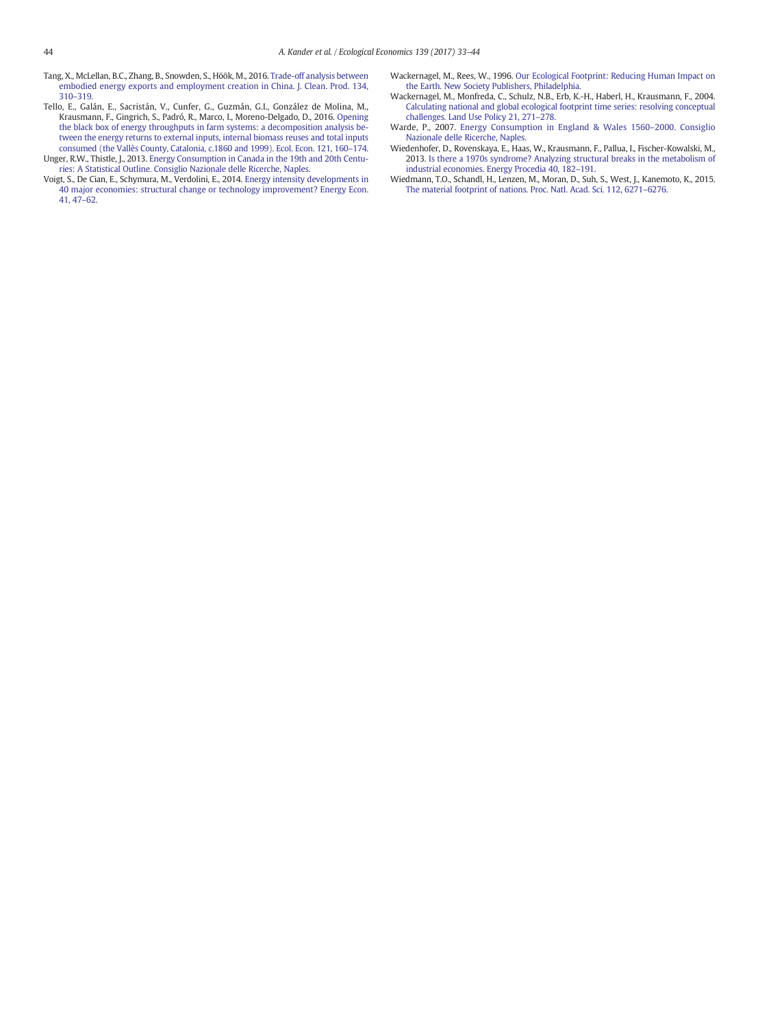Tang, X., McLellan, B.C., Zhang, B., Snowden, S., Höök, M., 2016. Trade-off analysis between embodied energy exports and employment creation in China. J. Clean. Prod. 134, 310–319.

Tello, E., Galán, E., Sacristán, V., Cunfer, G., Guzmán, G.I., González de Molina, M., Krausmann, F., Gingrich, S., Padró, R., Marco, I., Moreno-Delgado, D., 2016. Opening the black box of energy throughputs in farm systems: a decomposition analysis between the energy returns to external inputs, internal biomass reuses and total inputs consumed (the Vallès County, Catalonia, c.1860 and 1999). Ecol. Econ. 121, 160–174.

Unger, R.W., Thistle, J., 2013. Energy Consumption in Canada in the 19th and 20th Centuries: A Statistical Outline. Consiglio Nazionale delle Ricerche, Naples.

Voigt, S., De Cian, E., Schymura, M., Verdolini, E., 2014. Energy intensity developments in 40 major economies: structural change or technology improvement? Energy Econ. 41, 47–62.

Wackernagel, M., Rees, W., 1996. Our Ecological Footprint: Reducing Human Impact on the Earth. New Society Publishers, Philadelphia.

Wackernagel, M., Monfreda, C., Schulz, N.B., Erb, K.-H., Haberl, H., Krausmann, F., 2004. Calculating national and global ecological footprint time series: resolving conceptual challenges. Land Use Policy 21, 271–278.

Warde, P., 2007. Energy Consumption in England & Wales 1560–2000. Consiglio Nazionale delle Ricerche, Naples.

Wiedenhofer, D., Rovenskaya, E., Haas, W., Krausmann, F., Pallua, I., Fischer-Kowalski, M., 2013. Is there a 1970s syndrome? Analyzing structural breaks in the metabolism of industrial economies. Energy Procedia 40, 182–191.

Wiedmann, T.O., Schandl, H., Lenzen, M., Moran, D., Suh, S., West, J., Kanemoto, K., 2015. The material footprint of nations. Proc. Natl. Acad. Sci. 112, 6271–6276.